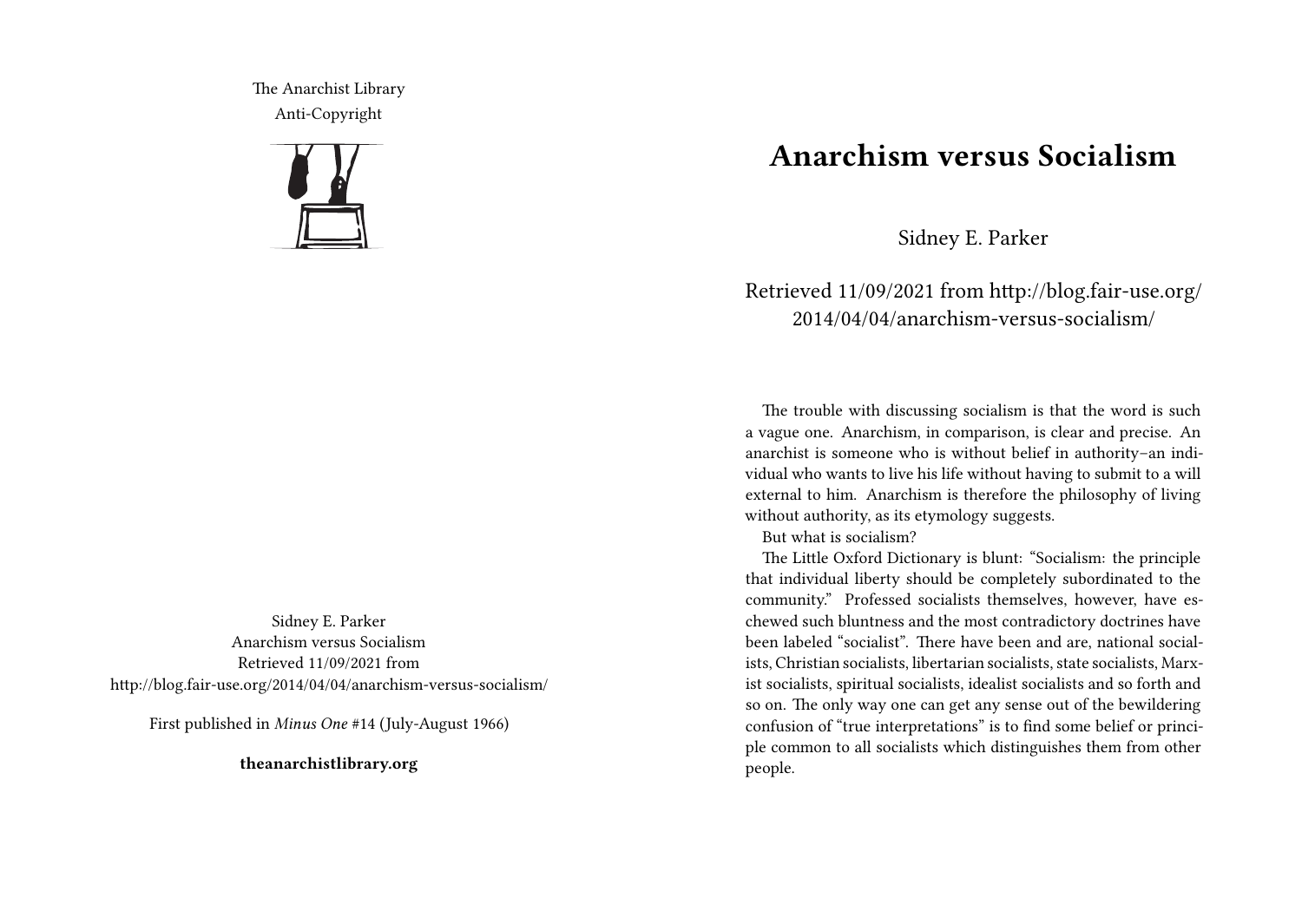The Anarchist Library
Anti-Copyright

Sidney E. Parker
Anarchism versus Socialism
Retrieved 11/09/2021 from
http://blog.fair-use.org/2014/04/04/anarchism-versus-socialism/

First published in *Minus One* #14 (July-August 1966)

**theanarchistlibrary.org**

# Anarchism versus Socialism

Sidney E. Parker

Retrieved 11/09/2021 from http://blog.fair-use.org/2014/04/04/anarchism-versus-socialism/

The trouble with discussing socialism is that the word is such a vague one. Anarchism, in comparison, is clear and precise. An anarchist is someone who is without belief in authority–an individual who wants to live his life without having to submit to a will external to him. Anarchism is therefore the philosophy of living without authority, as its etymology suggests.

But what is socialism?

The Little Oxford Dictionary is blunt: "Socialism: the principle that individual liberty should be completely subordinated to the community." Professed socialists themselves, however, have eschewed such bluntness and the most contradictory doctrines have been labeled "socialist". There have been and are, national socialists, Christian socialists, libertarian socialists, state socialists, Marxist socialists, spiritual socialists, idealist socialists and so forth and so on. The only way one can get any sense out of the bewildering confusion of "true interpretations" is to find some belief or principle common to all socialists which distinguishes them from other people.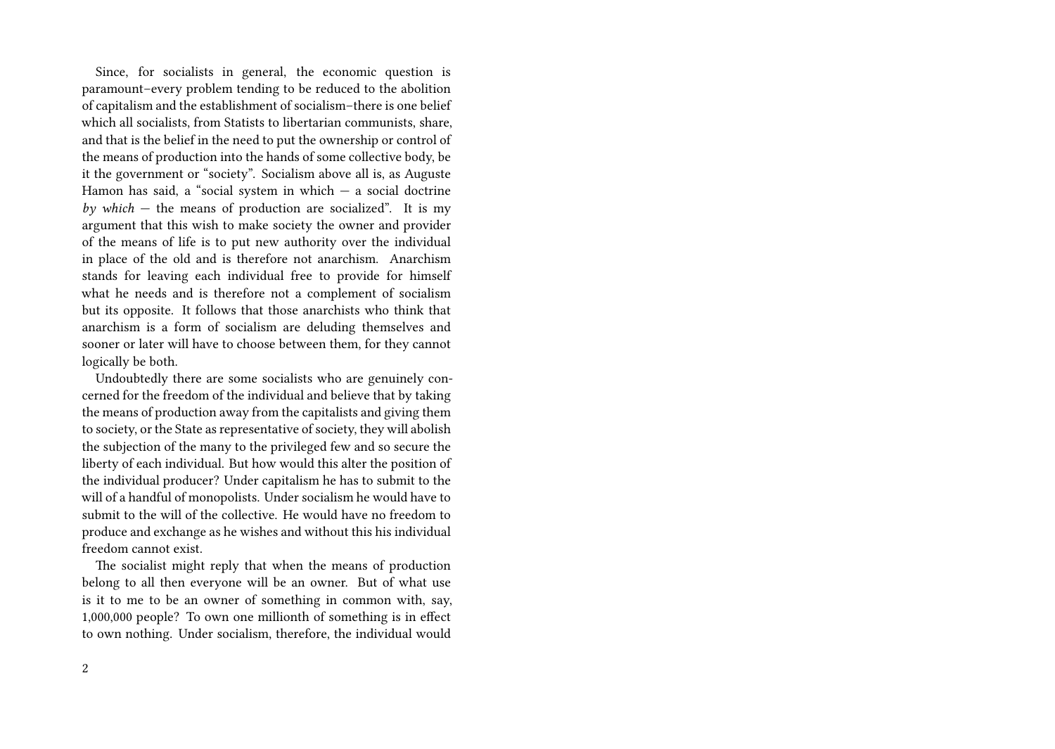Since, for socialists in general, the economic question is paramount–every problem tending to be reduced to the abolition of capitalism and the establishment of socialism–there is one belief which all socialists, from Statists to libertarian communists, share, and that is the belief in the need to put the ownership or control of the means of production into the hands of some collective body, be it the government or "society". Socialism above all is, as Auguste Hamon has said, a "social system in which — a social doctrine *by which* — the means of production are socialized". It is my argument that this wish to make society the owner and provider of the means of life is to put new authority over the individual in place of the old and is therefore not anarchism. Anarchism stands for leaving each individual free to provide for himself what he needs and is therefore not a complement of socialism but its opposite. It follows that those anarchists who think that anarchism is a form of socialism are deluding themselves and sooner or later will have to choose between them, for they cannot logically be both.

Undoubtedly there are some socialists who are genuinely concerned for the freedom of the individual and believe that by taking the means of production away from the capitalists and giving them to society, or the State as representative of society, they will abolish the subjection of the many to the privileged few and so secure the liberty of each individual. But how would this alter the position of the individual producer? Under capitalism he has to submit to the will of a handful of monopolists. Under socialism he would have to submit to the will of the collective. He would have no freedom to produce and exchange as he wishes and without this his individual freedom cannot exist.

The socialist might reply that when the means of production belong to all then everyone will be an owner. But of what use is it to me to be an owner of something in common with, say, 1,000,000 people? To own one millionth of something is in effect to own nothing. Under socialism, therefore, the individual would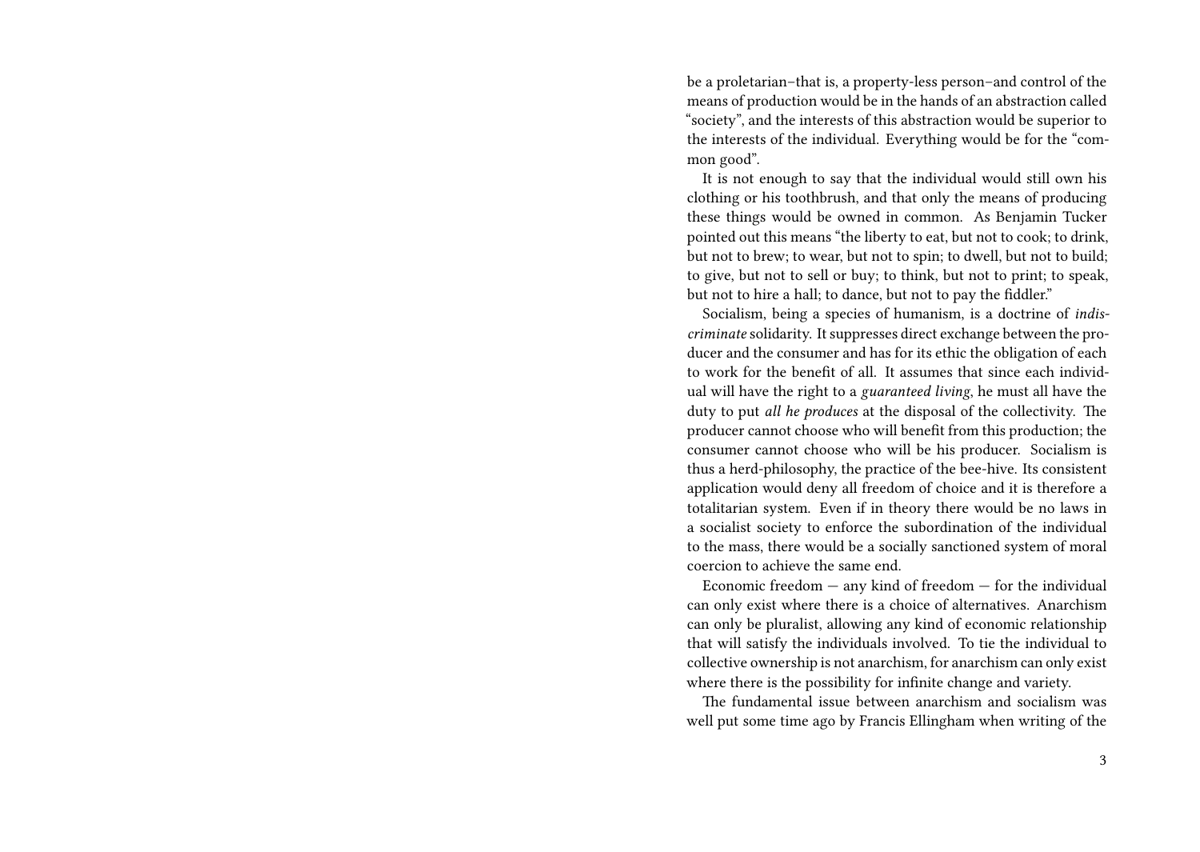be a proletarian–that is, a property-less person–and control of the means of production would be in the hands of an abstraction called "society", and the interests of this abstraction would be superior to the interests of the individual. Everything would be for the "common good".

It is not enough to say that the individual would still own his clothing or his toothbrush, and that only the means of producing these things would be owned in common. As Benjamin Tucker pointed out this means "the liberty to eat, but not to cook; to drink, but not to brew; to wear, but not to spin; to dwell, but not to build; to give, but not to sell or buy; to think, but not to print; to speak, but not to hire a hall; to dance, but not to pay the fiddler."

Socialism, being a species of humanism, is a doctrine of *indiscriminate* solidarity. It suppresses direct exchange between the producer and the consumer and has for its ethic the obligation of each to work for the benefit of all. It assumes that since each individual will have the right to a *guaranteed living*, he must all have the duty to put *all he produces* at the disposal of the collectivity. The producer cannot choose who will benefit from this production; the consumer cannot choose who will be his producer. Socialism is thus a herd-philosophy, the practice of the bee-hive. Its consistent application would deny all freedom of choice and it is therefore a totalitarian system. Even if in theory there would be no laws in a socialist society to enforce the subordination of the individual to the mass, there would be a socially sanctioned system of moral coercion to achieve the same end.

Economic freedom — any kind of freedom — for the individual can only exist where there is a choice of alternatives. Anarchism can only be pluralist, allowing any kind of economic relationship that will satisfy the individuals involved. To tie the individual to collective ownership is not anarchism, for anarchism can only exist where there is the possibility for infinite change and variety.

The fundamental issue between anarchism and socialism was well put some time ago by Francis Ellingham when writing of the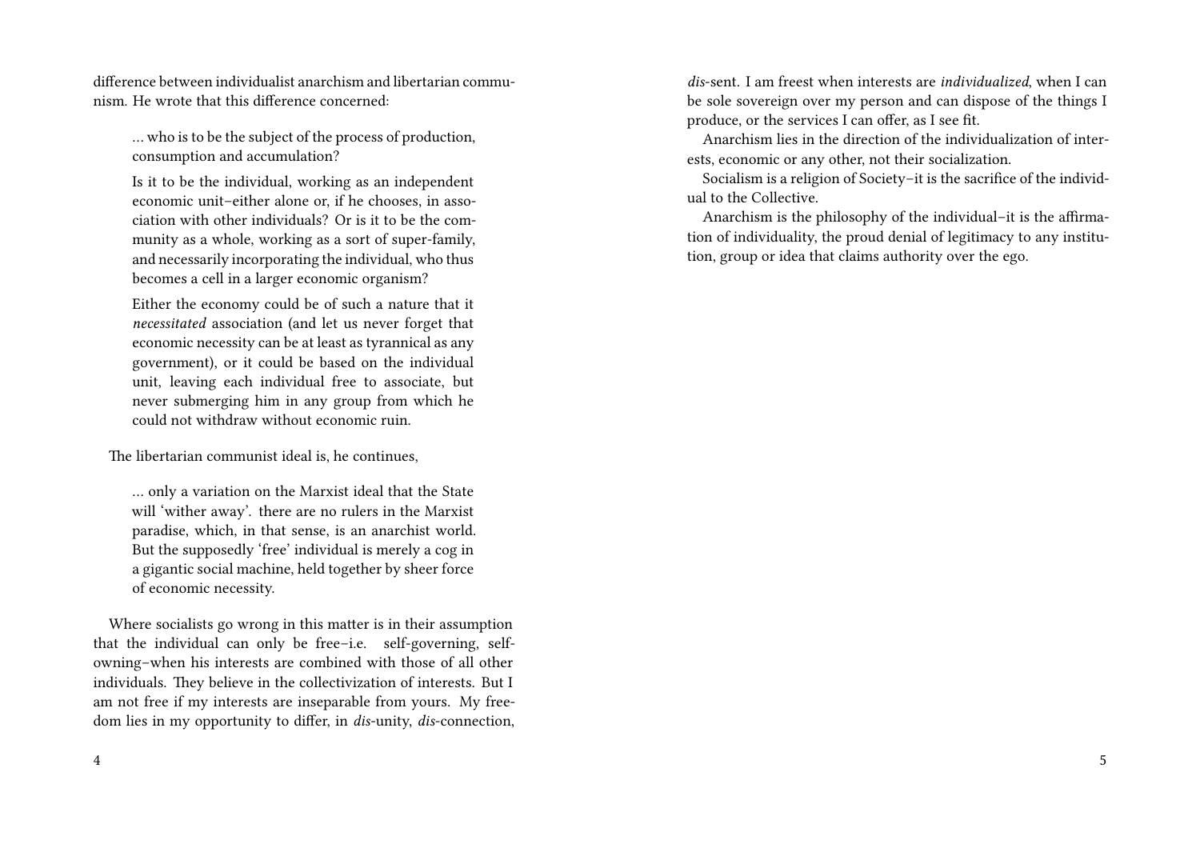difference between individualist anarchism and libertarian communism. He wrote that this difference concerned:

> … who is to be the subject of the process of production, consumption and accumulation?
>
> Is it to be the individual, working as an independent economic unit–either alone or, if he chooses, in association with other individuals? Or is it to be the community as a whole, working as a sort of super-family, and necessarily incorporating the individual, who thus becomes a cell in a larger economic organism?
>
> Either the economy could be of such a nature that it *necessitated* association (and let us never forget that economic necessity can be at least as tyrannical as any government), or it could be based on the individual unit, leaving each individual free to associate, but never submerging him in any group from which he could not withdraw without economic ruin.

The libertarian communist ideal is, he continues,

> … only a variation on the Marxist ideal that the State will 'wither away'. there are no rulers in the Marxist paradise, which, in that sense, is an anarchist world. But the supposedly 'free' individual is merely a cog in a gigantic social machine, held together by sheer force of economic necessity.

Where socialists go wrong in this matter is in their assumption that the individual can only be free–i.e. self-governing, self-owning–when his interests are combined with those of all other individuals. They believe in the collectivization of interests. But I am not free if my interests are inseparable from yours. My freedom lies in my opportunity to differ, in *dis*-unity, *dis*-connection, *dis*-sent. I am freest when interests are *individualized*, when I can be sole sovereign over my person and can dispose of the things I produce, or the services I can offer, as I see fit.

Anarchism lies in the direction of the individualization of interests, economic or any other, not their socialization.

Socialism is a religion of Society–it is the sacrifice of the individual to the Collective.

Anarchism is the philosophy of the individual–it is the affirmation of individuality, the proud denial of legitimacy to any institution, group or idea that claims authority over the ego.